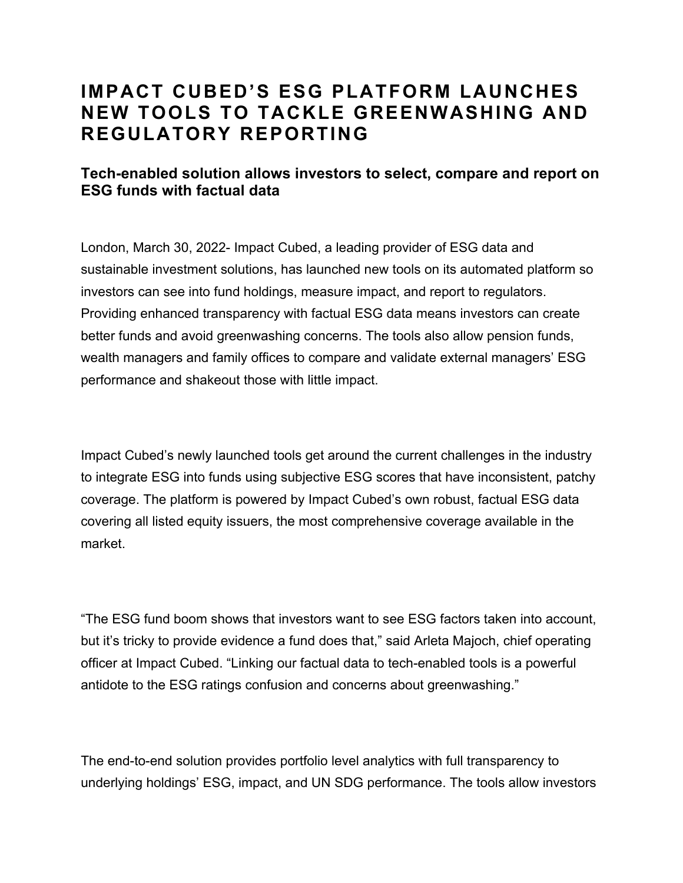# IMPACT CUBED'S ESG PLATFORM LAUNCHES NEW TOOLS TO TACKLE GREENWASHING AND REGULATORY REPORTING

### Tech-enabled solution allows investors to select, compare and report on ESG funds with factual data

London, March 30, 2022- Impact Cubed, a leading provider of ESG data and sustainable investment solutions, has launched new tools on its automated platform so investors can see into fund holdings, measure impact, and report to regulators. Providing enhanced transparency with factual ESG data means investors can create better funds and avoid greenwashing concerns. The tools also allow pension funds, wealth managers and family offices to compare and validate external managers' ESG performance and shakeout those with little impact.

Impact Cubed's newly launched tools get around the current challenges in the industry to integrate ESG into funds using subjective ESG scores that have inconsistent, patchy coverage. The platform is powered by Impact Cubed's own robust, factual ESG data covering all listed equity issuers, the most comprehensive coverage available in the market.

"The ESG fund boom shows that investors want to see ESG factors taken into account, but it's tricky to provide evidence a fund does that," said Arleta Majoch, chief operating officer at Impact Cubed. "Linking our factual data to tech-enabled tools is a powerful antidote to the ESG ratings confusion and concerns about greenwashing."

The end-to-end solution provides portfolio level analytics with full transparency to underlying holdings' ESG, impact, and UN SDG performance. The tools allow investors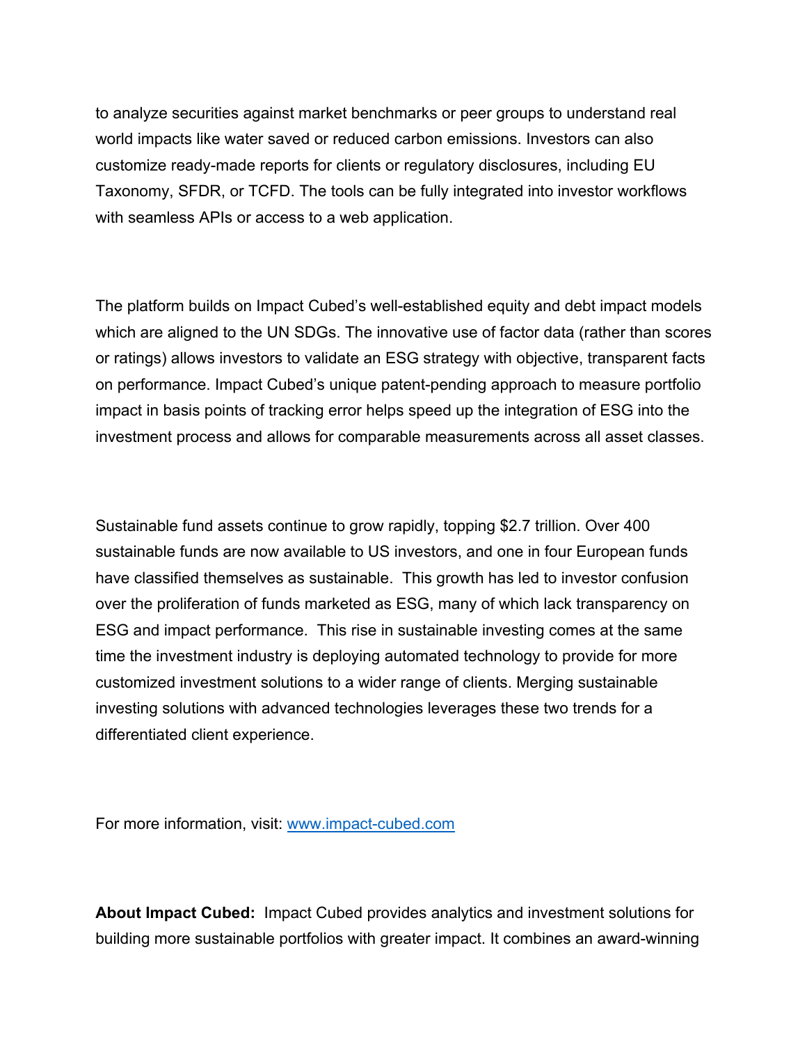to analyze securities against market benchmarks or peer groups to understand real world impacts like water saved or reduced carbon emissions. Investors can also customize ready-made reports for clients or regulatory disclosures, including EU Taxonomy, SFDR, or TCFD. The tools can be fully integrated into investor workflows with seamless APIs or access to a web application.

The platform builds on Impact Cubed's well-established equity and debt impact models which are aligned to the UN SDGs. The innovative use of factor data (rather than scores or ratings) allows investors to validate an ESG strategy with objective, transparent facts on performance. Impact Cubed's unique patent-pending approach to measure portfolio impact in basis points of tracking error helps speed up the integration of ESG into the investment process and allows for comparable measurements across all asset classes.

Sustainable fund assets continue to grow rapidly, topping $2.7 trillion. Over 400 sustainable funds are now available to US investors, and one in four European funds have classified themselves as sustainable. This growth has led to investor confusion over the proliferation of funds marketed as ESG, many of which lack transparency on ESG and impact performance. This rise in sustainable investing comes at the same time the investment industry is deploying automated technology to provide for more customized investment solutions to a wider range of clients. Merging sustainable investing solutions with advanced technologies leverages these two trends for a differentiated client experience.

For more information, visit: [www.impact-cubed.com](http://www.impact-cubed.com)

**About Impact Cubed:** Impact Cubed provides analytics and investment solutions for building more sustainable portfolios with greater impact. It combines an award-winning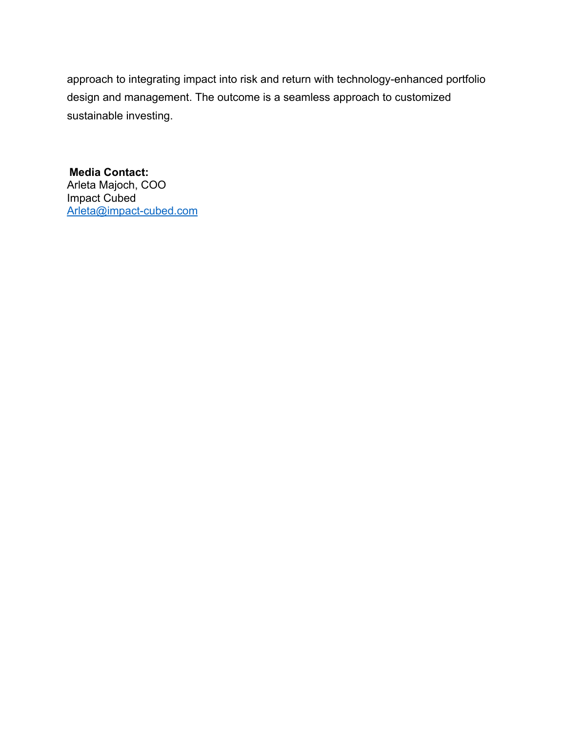approach to integrating impact into risk and return with technology-enhanced portfolio design and management. The outcome is a seamless approach to customized sustainable investing.

**Media Contact:**
Arleta Majoch, COO
Impact Cubed
Arleta@impact-cubed.com